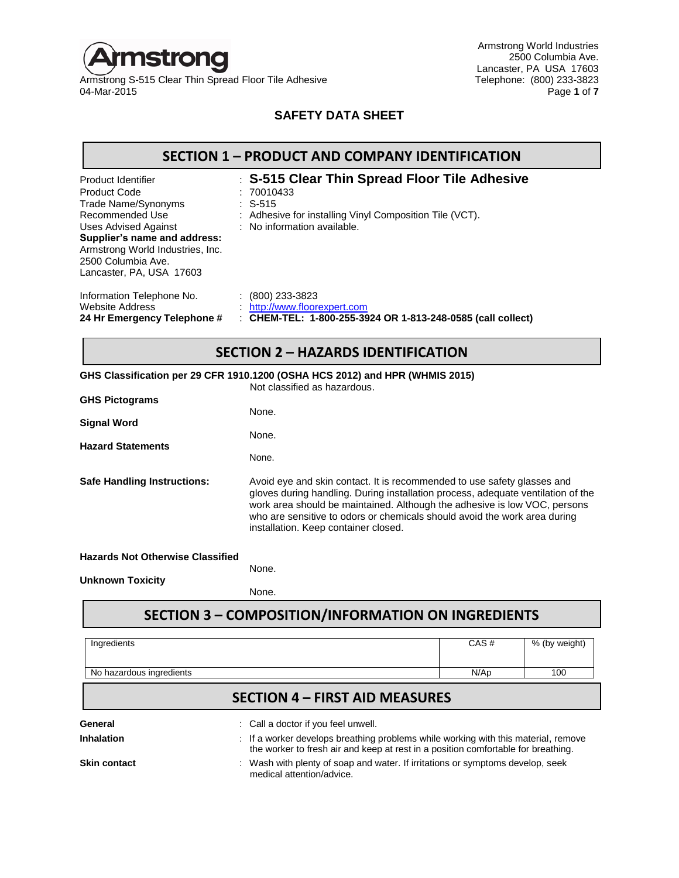Armstrong

Armstrong S-515 Clear Thin Spread Floor Tile Adhesive
04-Mar-2015

Armstrong World Industries
2500 Columbia Ave.
Lancaster, PA USA 17603
Telephone: (800) 233-3823

# SAFETY DATA SHEET

## SECTION 1 – PRODUCT AND COMPANY IDENTIFICATION

Product Identifier : **S-515 Clear Thin Spread Floor Tile Adhesive**
Product Code : 70010433
Trade Name/Synonyms : S-515
Recommended Use : Adhesive for installing Vinyl Composition Tile (VCT).
Uses Advised Against : No information available.

**Supplier's name and address:**
Armstrong World Industries, Inc.
2500 Columbia Ave.
Lancaster, PA, USA 17603

Information Telephone No. : (800) 233-3823
Website Address : http://www.floorexpert.com
**24 Hr Emergency Telephone #** : **CHEM-TEL: 1-800-255-3924 OR 1-813-248-0585 (call collect)**

## SECTION 2 – HAZARDS IDENTIFICATION

**GHS Classification per 29 CFR 1910.1200 (OSHA HCS 2012) and HPR (WHMIS 2015)**
Not classified as hazardous.

**GHS Pictograms**
None.

**Signal Word**
None.

**Hazard Statements**
None.

**Safe Handling Instructions:** Avoid eye and skin contact. It is recommended to use safety glasses and gloves during handling. During installation process, adequate ventilation of the work area should be maintained. Although the adhesive is low VOC, persons who are sensitive to odors or chemicals should avoid the work area during installation. Keep container closed.

**Hazards Not Otherwise Classified**
None.

**Unknown Toxicity**
None.

## SECTION 3 – COMPOSITION/INFORMATION ON INGREDIENTS

| Ingredients | CAS # | % (by weight) |
|---|---|---|
| No hazardous ingredients | N/Ap | 100 |

## SECTION 4 – FIRST AID MEASURES

**General** : Call a doctor if you feel unwell.

**Inhalation** : If a worker develops breathing problems while working with this material, remove the worker to fresh air and keep at rest in a position comfortable for breathing.

**Skin contact** : Wash with plenty of soap and water. If irritations or symptoms develop, seek medical attention/advice.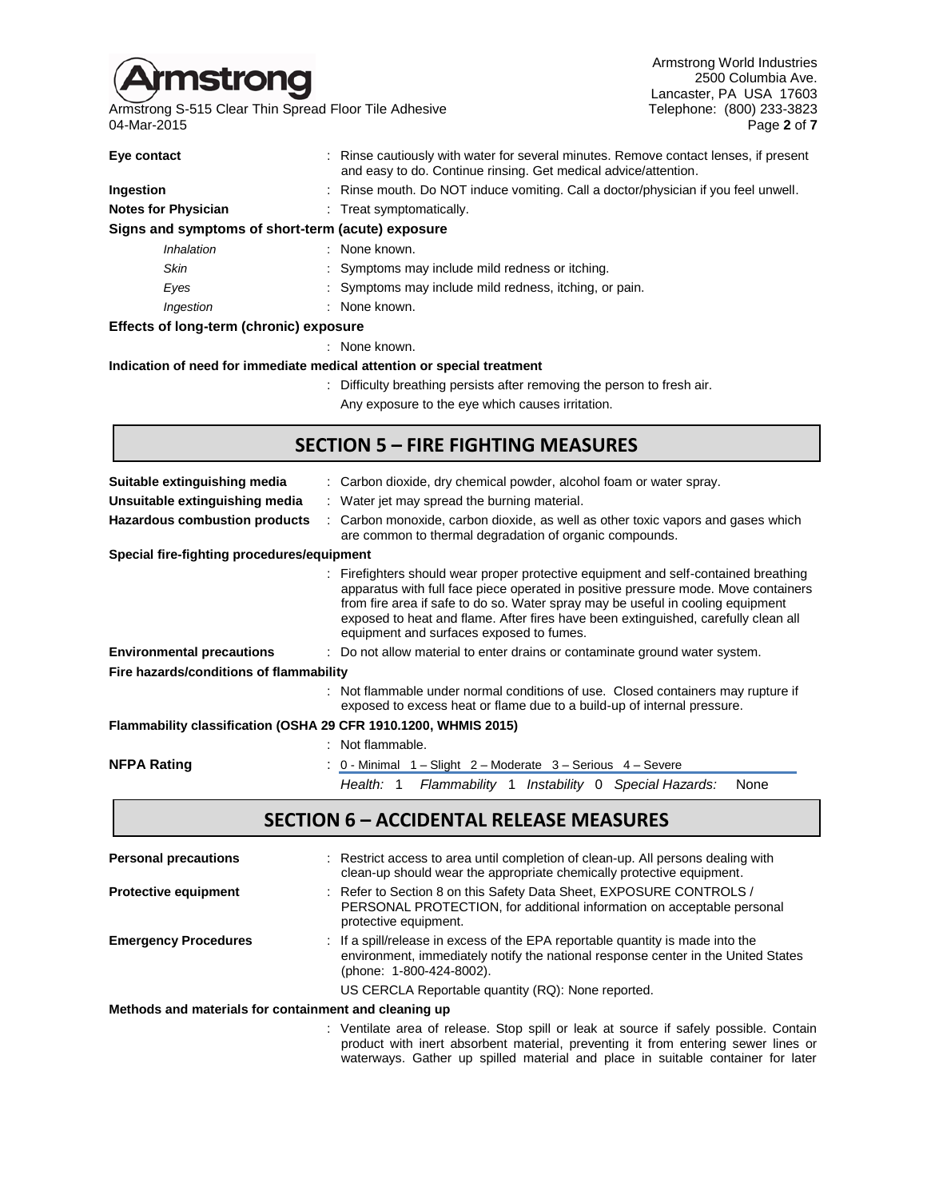**Eye contact** : Rinse cautiously with water for several minutes. Remove contact lenses, if present and easy to do. Continue rinsing. Get medical advice/attention.

**Ingestion** : Rinse mouth. Do NOT induce vomiting. Call a doctor/physician if you feel unwell.

**Notes for Physician** : Treat symptomatically.

**Signs and symptoms of short-term (acute) exposure**

- *Inhalation* : None known.
- *Skin* : Symptoms may include mild redness or itching.
- *Eyes* : Symptoms may include mild redness, itching, or pain.
- *Ingestion* : None known.

**Effects of long-term (chronic) exposure**

: None known.

**Indication of need for immediate medical attention or special treatment**

: Difficulty breathing persists after removing the person to fresh air.

Any exposure to the eye which causes irritation.

## SECTION 5 – FIRE FIGHTING MEASURES

**Suitable extinguishing media** : Carbon dioxide, dry chemical powder, alcohol foam or water spray.

**Unsuitable extinguishing media** : Water jet may spread the burning material.

**Hazardous combustion products** : Carbon monoxide, carbon dioxide, as well as other toxic vapors and gases which are common to thermal degradation of organic compounds.

**Special fire-fighting procedures/equipment**

: Firefighters should wear proper protective equipment and self-contained breathing apparatus with full face piece operated in positive pressure mode. Move containers from fire area if safe to do so. Water spray may be useful in cooling equipment exposed to heat and flame. After fires have been extinguished, carefully clean all equipment and surfaces exposed to fumes.

**Environmental precautions** : Do not allow material to enter drains or contaminate ground water system.

**Fire hazards/conditions of flammability**

: Not flammable under normal conditions of use. Closed containers may rupture if exposed to excess heat or flame due to a build-up of internal pressure.

**Flammability classification (OSHA 29 CFR 1910.1200, WHMIS 2015)**

: Not flammable.

**NFPA Rating** : 0 - Minimal 1 – Slight 2 – Moderate 3 – Serious 4 – Severe

*Health:* 1 *Flammability* 1 *Instability* 0 *Special Hazards:* None

## SECTION 6 – ACCIDENTAL RELEASE MEASURES

**Personal precautions** : Restrict access to area until completion of clean-up. All persons dealing with clean-up should wear the appropriate chemically protective equipment.

**Protective equipment** : Refer to Section 8 on this Safety Data Sheet, EXPOSURE CONTROLS / PERSONAL PROTECTION, for additional information on acceptable personal protective equipment.

**Emergency Procedures** : If a spill/release in excess of the EPA reportable quantity is made into the environment, immediately notify the national response center in the United States (phone: 1-800-424-8002).

US CERCLA Reportable quantity (RQ): None reported.

**Methods and materials for containment and cleaning up**

: Ventilate area of release. Stop spill or leak at source if safely possible. Contain product with inert absorbent material, preventing it from entering sewer lines or waterways. Gather up spilled material and place in suitable container for later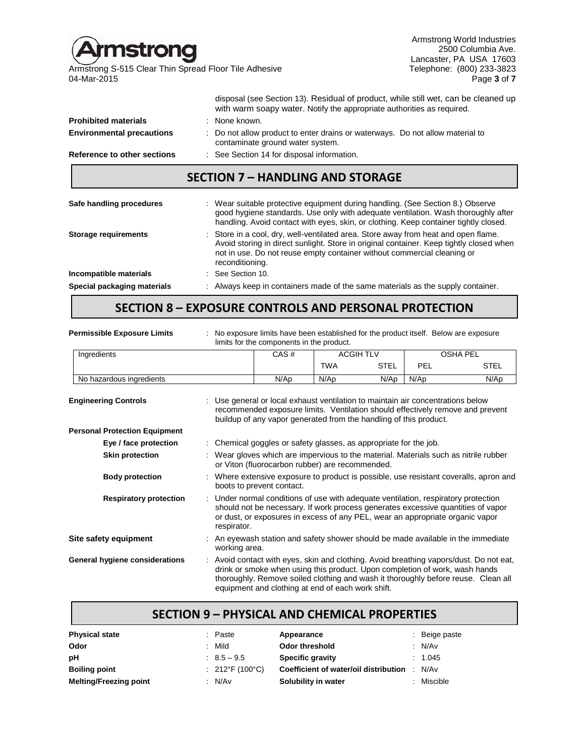disposal (see Section 13). Residual of product, while still wet, can be cleaned up with warm soapy water. Notify the appropriate authorities as required.

**Prohibited materials** : None known.

**Environmental precautions** : Do not allow product to enter drains or waterways. Do not allow material to contaminate ground water system.

**Reference to other sections** : See Section 14 for disposal information.

## SECTION 7 – HANDLING AND STORAGE

**Safe handling procedures** : Wear suitable protective equipment during handling. (See Section 8.) Observe good hygiene standards. Use only with adequate ventilation. Wash thoroughly after handling. Avoid contact with eyes, skin, or clothing. Keep container tightly closed.

**Storage requirements** : Store in a cool, dry, well-ventilated area. Store away from heat and open flame. Avoid storing in direct sunlight. Store in original container. Keep tightly closed when not in use. Do not reuse empty container without commercial cleaning or reconditioning.

**Incompatible materials** : See Section 10.

**Special packaging materials** : Always keep in containers made of the same materials as the supply container.

## SECTION 8 – EXPOSURE CONTROLS AND PERSONAL PROTECTION

**Permissible Exposure Limits** : No exposure limits have been established for the product itself. Below are exposure limits for the components in the product.

| Ingredients | CAS # | ACGIH TLV | | OSHA PEL | |
|---|---|---|---|---|---|
| | | TWA | STEL | PEL | STEL |
| No hazardous ingredients | N/Ap | N/Ap | N/Ap | N/Ap | N/Ap |

**Engineering Controls** : Use general or local exhaust ventilation to maintain air concentrations below recommended exposure limits. Ventilation should effectively remove and prevent buildup of any vapor generated from the handling of this product.

**Personal Protection Equipment**

- **Eye / face protection** : Chemical goggles or safety glasses, as appropriate for the job.
- **Skin protection** : Wear gloves which are impervious to the material. Materials such as nitrile rubber or Viton (fluorocarbon rubber) are recommended.
- **Body protection** : Where extensive exposure to product is possible, use resistant coveralls, apron and boots to prevent contact.
- **Respiratory protection** : Under normal conditions of use with adequate ventilation, respiratory protection should not be necessary. If work process generates excessive quantities of vapor or dust, or exposures in excess of any PEL, wear an appropriate organic vapor respirator.

**Site safety equipment** : An eyewash station and safety shower should be made available in the immediate working area.

**General hygiene considerations** : Avoid contact with eyes, skin and clothing. Avoid breathing vapors/dust. Do not eat, drink or smoke when using this product. Upon completion of work, wash hands thoroughly. Remove soiled clothing and wash it thoroughly before reuse. Clean all equipment and clothing at end of each work shift.

## SECTION 9 – PHYSICAL AND CHEMICAL PROPERTIES

| | | | |
|---|---|---|---|
| **Physical state** | : Paste | **Appearance** | : Beige paste |
| **Odor** | : Mild | **Odor threshold** | : N/Av |
| **pH** | : 8.5 – 9.5 | **Specific gravity** | : 1.045 |
| **Boiling point** | : 212°F (100°C) | **Coefficient of water/oil distribution** | : N/Av |
| **Melting/Freezing point** | : N/Av | **Solubility in water** | : Miscible |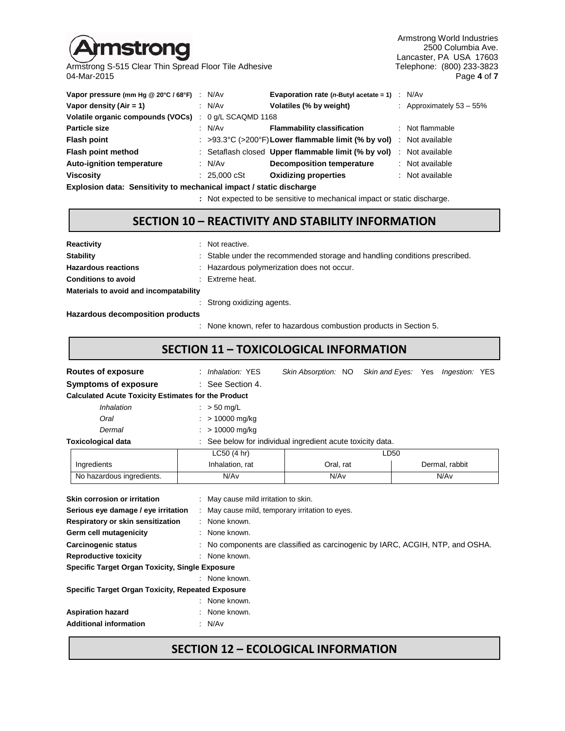| | | | |
|---|---|---|---|
| **Vapor pressure (mm Hg @ 20°C / 68°F)** | : N/Av | **Evaporation rate (*n*-Butyl acetate = 1)** | : N/Av |
| **Vapor density (Air = 1)** | : N/Av | **Volatiles (% by weight)** | : Approximately 53 – 55% |
| **Volatile organic compounds (VOCs)** | : 0 g/L SCAQMD 1168 | | |
| **Particle size** | : N/Av | **Flammability classification** | : Not flammable |
| **Flash point** | : >93.3°C (>200°F) | **Lower flammable limit (% by vol)** | : Not available |
| **Flash point method** | : Setaflash closed | **Upper flammable limit (% by vol)** | : Not available |
| **Auto-ignition temperature** | : N/Av | **Decomposition temperature** | : Not available |
| **Viscosity** | : 25,000 cSt | **Oxidizing properties** | : Not available |

**Explosion data: Sensitivity to mechanical impact / static discharge**

: Not expected to be sensitive to mechanical impact or static discharge.

## SECTION 10 – REACTIVITY AND STABILITY INFORMATION

**Reactivity** : Not reactive.

**Stability** : Stable under the recommended storage and handling conditions prescribed.

**Hazardous reactions** : Hazardous polymerization does not occur.

**Conditions to avoid** : Extreme heat.

**Materials to avoid and incompatability**

: Strong oxidizing agents.

**Hazardous decomposition products**

: None known, refer to hazardous combustion products in Section 5.

## SECTION 11 – TOXICOLOGICAL INFORMATION

**Routes of exposure** : *Inhalation:* YES *Skin Absorption:* NO *Skin and Eyes:* Yes *Ingestion:* YES

**Symptoms of exposure** : See Section 4.

**Calculated Acute Toxicity Estimates for the Product**

*Inhalation* : > 50 mg/L

*Oral* : > 10000 mg/kg

*Dermal* : > 10000 mg/kg

**Toxicological data** : See below for individual ingredient acute toxicity data.

| | LC50 (4 hr) | LD50 | |
|---|---|---|---|
| Ingredients | Inhalation, rat | Oral, rat | Dermal, rabbit |
| No hazardous ingredients. | N/Av | N/Av | N/Av |

**Skin corrosion or irritation** : May cause mild irritation to skin.

**Serious eye damage / eye irritation** : May cause mild, temporary irritation to eyes.

**Respiratory or skin sensitization** : None known.

**Germ cell mutagenicity** : None known.

**Carcinogenic status** : No components are classified as carcinogenic by IARC, ACGIH, NTP, and OSHA.

**Reproductive toxicity** : None known.

**Specific Target Organ Toxicity, Single Exposure**

: None known.

**Specific Target Organ Toxicity, Repeated Exposure**

: None known.

**Aspiration hazard** : None known.

**Additional information** : N/Av

## SECTION 12 – ECOLOGICAL INFORMATION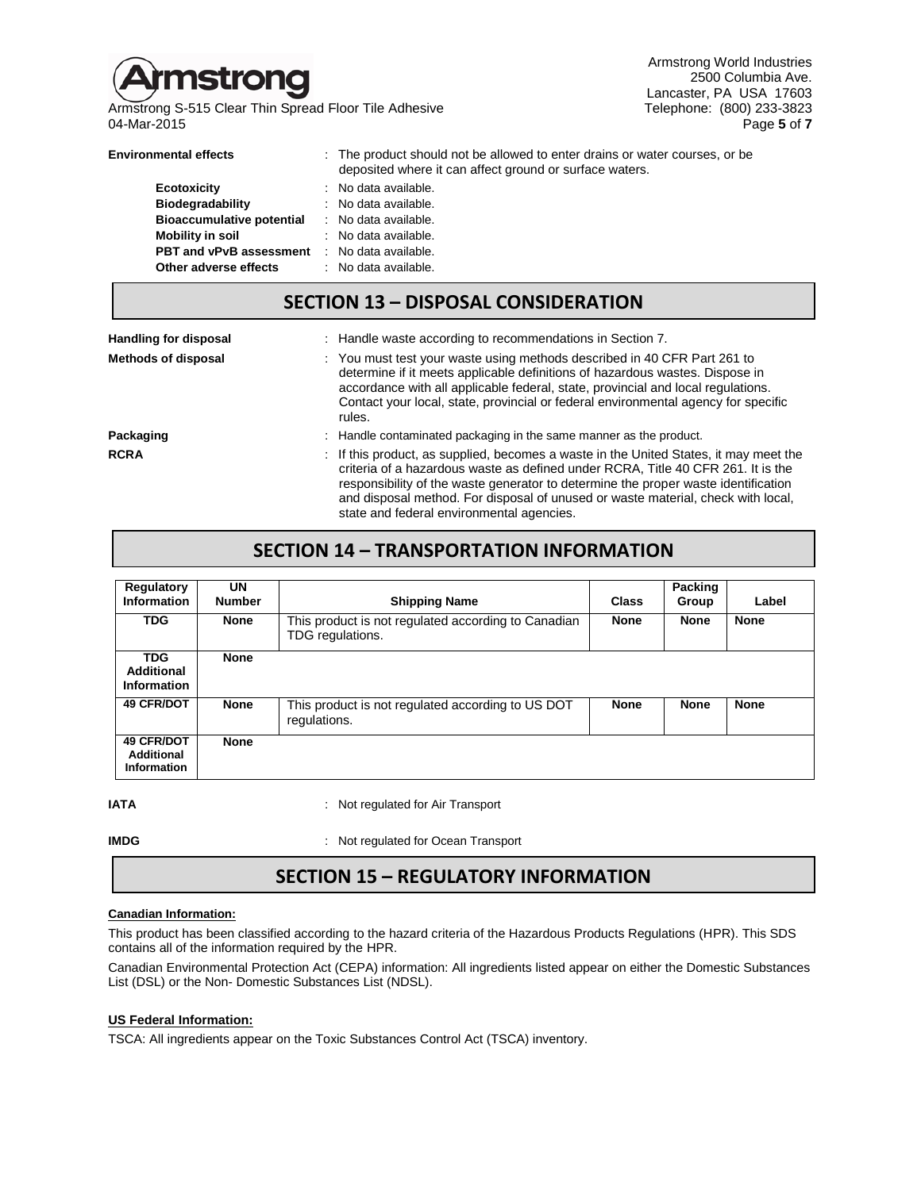**Environmental effects** : The product should not be allowed to enter drains or water courses, or be deposited where it can affect ground or surface waters.

**Ecotoxicity** : No data available.
**Biodegradability** : No data available.
**Bioaccumulative potential** : No data available.
**Mobility in soil** : No data available.
**PBT and vPvB assessment** : No data available.
**Other adverse effects** : No data available.

## SECTION 13 – DISPOSAL CONSIDERATION

**Handling for disposal** : Handle waste according to recommendations in Section 7.

**Methods of disposal** : You must test your waste using methods described in 40 CFR Part 261 to determine if it meets applicable definitions of hazardous wastes. Dispose in accordance with all applicable federal, state, provincial and local regulations. Contact your local, state, provincial or federal environmental agency for specific rules.

**Packaging** : Handle contaminated packaging in the same manner as the product.

**RCRA** : If this product, as supplied, becomes a waste in the United States, it may meet the criteria of a hazardous waste as defined under RCRA, Title 40 CFR 261. It is the responsibility of the waste generator to determine the proper waste identification and disposal method. For disposal of unused or waste material, check with local, state and federal environmental agencies.

## SECTION 14 – TRANSPORTATION INFORMATION

| Regulatory Information | UN Number | Shipping Name | Class | Packing Group | Label |
|---|---|---|---|---|---|
| **TDG** | **None** | This product is not regulated according to Canadian TDG regulations. | **None** | **None** | **None** |
| **TDG Additional Information** | **None** | | | | |
| **49 CFR/DOT** | **None** | This product is not regulated according to US DOT regulations. | **None** | **None** | **None** |
| **49 CFR/DOT Additional Information** | **None** | | | | |

**IATA** : Not regulated for Air Transport

**IMDG** : Not regulated for Ocean Transport

## SECTION 15 – REGULATORY INFORMATION

**Canadian Information:**

This product has been classified according to the hazard criteria of the Hazardous Products Regulations (HPR). This SDS contains all of the information required by the HPR.

Canadian Environmental Protection Act (CEPA) information: All ingredients listed appear on either the Domestic Substances List (DSL) or the Non- Domestic Substances List (NDSL).

**US Federal Information:**

TSCA: All ingredients appear on the Toxic Substances Control Act (TSCA) inventory.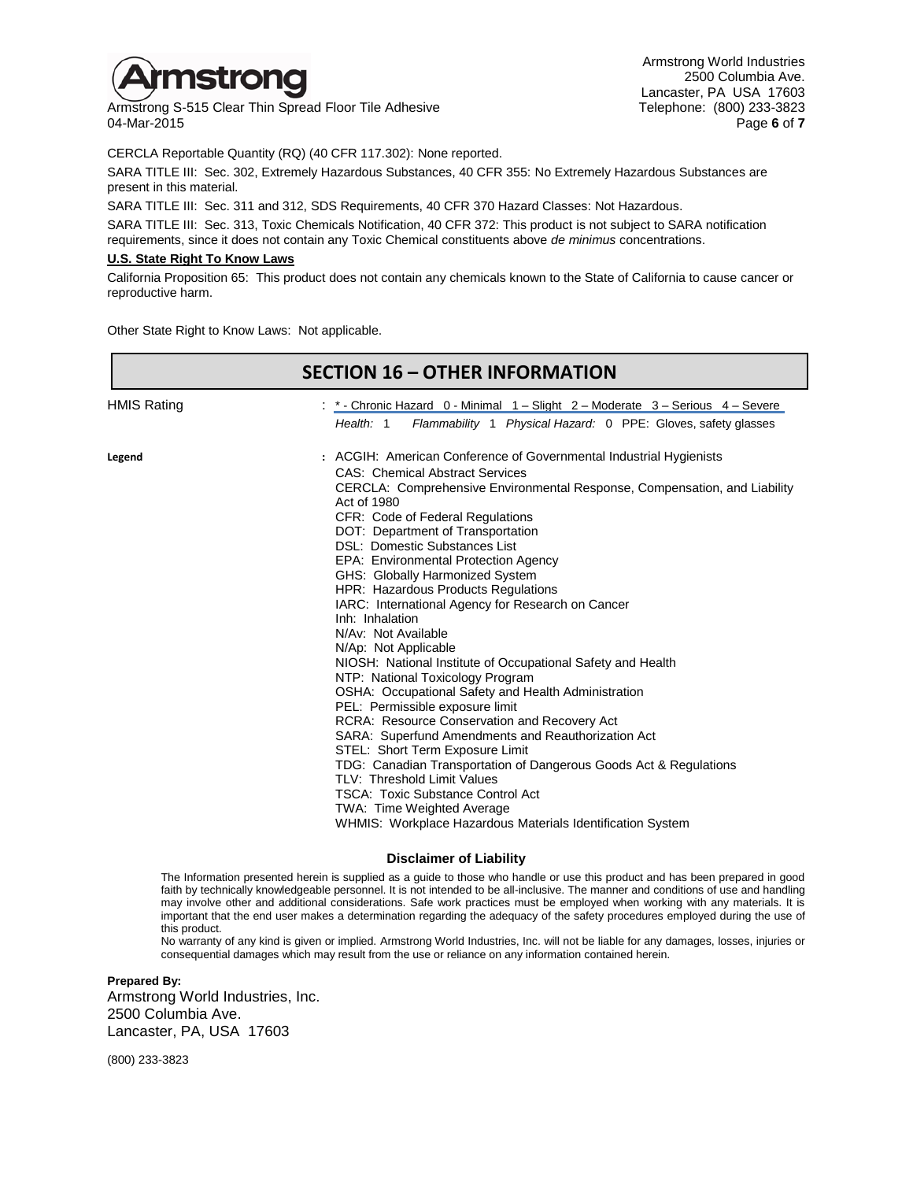CERCLA Reportable Quantity (RQ) (40 CFR 117.302): None reported.

SARA TITLE III: Sec. 302, Extremely Hazardous Substances, 40 CFR 355: No Extremely Hazardous Substances are present in this material.

SARA TITLE III: Sec. 311 and 312, SDS Requirements, 40 CFR 370 Hazard Classes: Not Hazardous.

SARA TITLE III: Sec. 313, Toxic Chemicals Notification, 40 CFR 372: This product is not subject to SARA notification requirements, since it does not contain any Toxic Chemical constituents above *de minimus* concentrations.

**U.S. State Right To Know Laws**

California Proposition 65: This product does not contain any chemicals known to the State of California to cause cancer or reproductive harm.

Other State Right to Know Laws: Not applicable.

## SECTION 16 – OTHER INFORMATION

HMIS Rating : * - Chronic Hazard 0 - Minimal 1 – Slight 2 – Moderate 3 – Serious 4 – Severe

*Health:* 1 *Flammability* 1 *Physical Hazard:* 0 PPE: Gloves, safety glasses

**Legend** :
ACGIH: American Conference of Governmental Industrial Hygienists
CAS: Chemical Abstract Services
CERCLA: Comprehensive Environmental Response, Compensation, and Liability Act of 1980
CFR: Code of Federal Regulations
DOT: Department of Transportation
DSL: Domestic Substances List
EPA: Environmental Protection Agency
GHS: Globally Harmonized System
HPR: Hazardous Products Regulations
IARC: International Agency for Research on Cancer
Inh: Inhalation
N/Av: Not Available
N/Ap: Not Applicable
NIOSH: National Institute of Occupational Safety and Health
NTP: National Toxicology Program
OSHA: Occupational Safety and Health Administration
PEL: Permissible exposure limit
RCRA: Resource Conservation and Recovery Act
SARA: Superfund Amendments and Reauthorization Act
STEL: Short Term Exposure Limit
TDG: Canadian Transportation of Dangerous Goods Act & Regulations
TLV: Threshold Limit Values
TSCA: Toxic Substance Control Act
TWA: Time Weighted Average
WHMIS: Workplace Hazardous Materials Identification System

**Disclaimer of Liability**

The Information presented herein is supplied as a guide to those who handle or use this product and has been prepared in good faith by technically knowledgeable personnel. It is not intended to be all-inclusive. The manner and conditions of use and handling may involve other and additional considerations. Safe work practices must be employed when working with any materials. It is important that the end user makes a determination regarding the adequacy of the safety procedures employed during the use of this product.

No warranty of any kind is given or implied. Armstrong World Industries, Inc. will not be liable for any damages, losses, injuries or consequential damages which may result from the use or reliance on any information contained herein.

**Prepared By:**
Armstrong World Industries, Inc.
2500 Columbia Ave.
Lancaster, PA, USA 17603

(800) 233-3823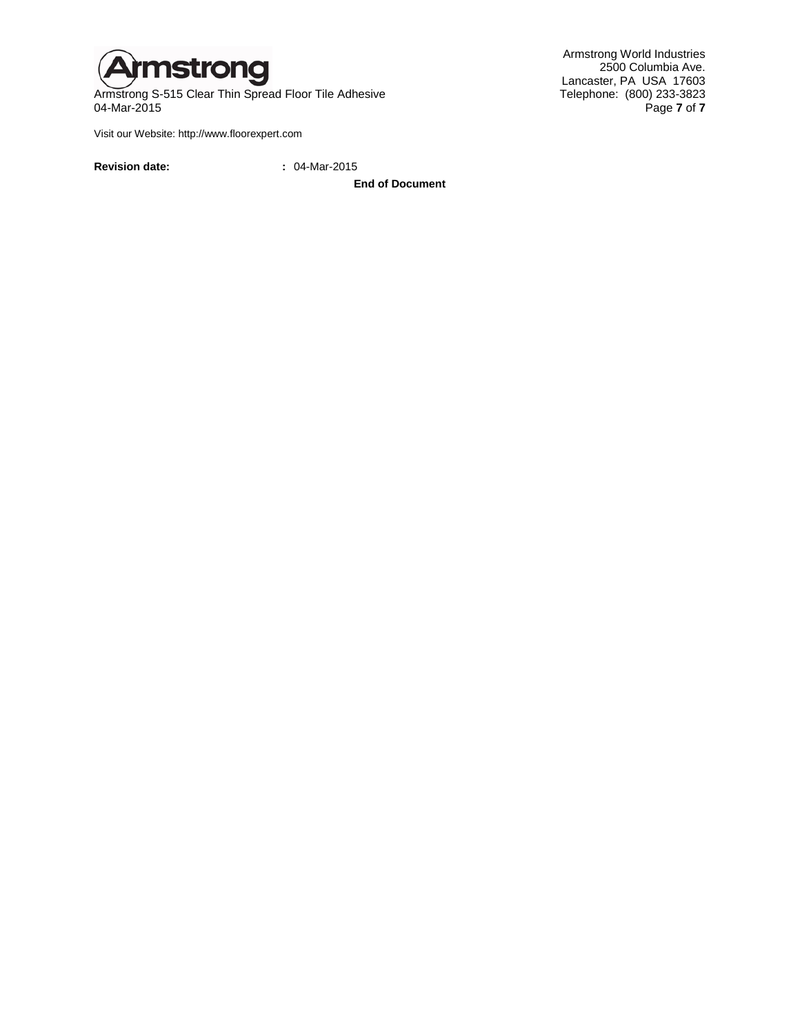Visit our Website: http://www.floorexpert.com

**Revision date:** **:** 04-Mar-2015

**End of Document**